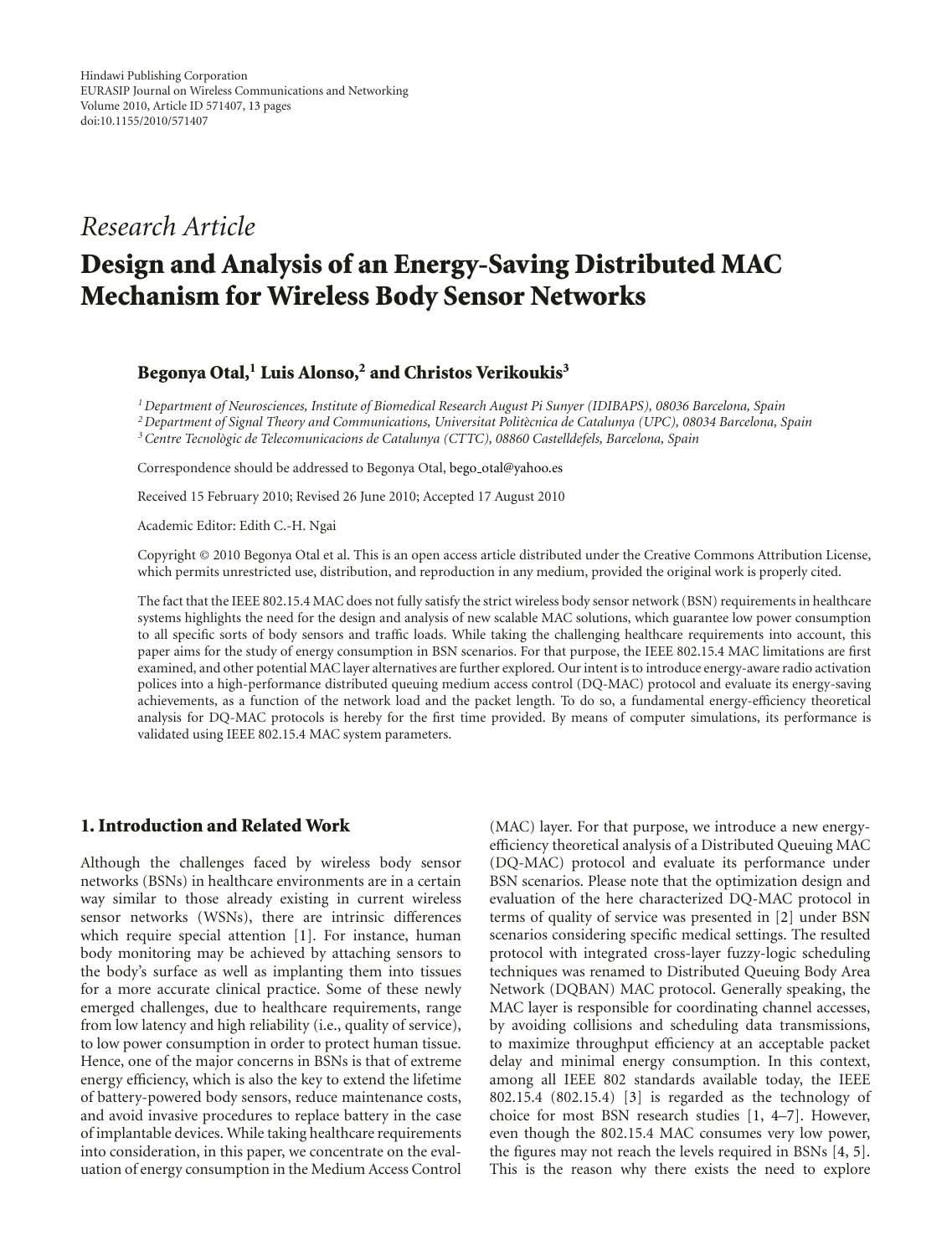Hindawi Publishing Corporation
EURASIP Journal on Wireless Communications and Networking
Volume 2010, Article ID 571407, 13 pages
doi:10.1155/2010/571407

*Research Article*

# Design and Analysis of an Energy-Saving Distributed MAC Mechanism for Wireless Body Sensor Networks

**Begonya Otal,[1] Luis Alonso,[2] and Christos Verikoukis[3]**

[1] *Department of Neurosciences, Institute of Biomedical Research August Pi Sunyer (IDIBAPS), 08036 Barcelona, Spain*
[2] *Department of Signal Theory and Communications, Universitat Politècnica de Catalunya (UPC), 08034 Barcelona, Spain*
[3] *Centre Tecnològic de Telecomunicacions de Catalunya (CTTC), 08860 Castelldefels, Barcelona, Spain*

Correspondence should be addressed to Begonya Otal, bego_otal@yahoo.es

Received 15 February 2010; Revised 26 June 2010; Accepted 17 August 2010

Academic Editor: Edith C.-H. Ngai

Copyright © 2010 Begonya Otal et al. This is an open access article distributed under the Creative Commons Attribution License, which permits unrestricted use, distribution, and reproduction in any medium, provided the original work is properly cited.

The fact that the IEEE 802.15.4 MAC does not fully satisfy the strict wireless body sensor network (BSN) requirements in healthcare systems highlights the need for the design and analysis of new scalable MAC solutions, which guarantee low power consumption to all specific sorts of body sensors and traffic loads. While taking the challenging healthcare requirements into account, this paper aims for the study of energy consumption in BSN scenarios. For that purpose, the IEEE 802.15.4 MAC limitations are first examined, and other potential MAC layer alternatives are further explored. Our intent is to introduce energy-aware radio activation polices into a high-performance distributed queuing medium access control (DQ-MAC) protocol and evaluate its energy-saving achievements, as a function of the network load and the packet length. To do so, a fundamental energy-efficiency theoretical analysis for DQ-MAC protocols is hereby for the first time provided. By means of computer simulations, its performance is validated using IEEE 802.15.4 MAC system parameters.

## 1. Introduction and Related Work

Although the challenges faced by wireless body sensor networks (BSNs) in healthcare environments are in a certain way similar to those already existing in current wireless sensor networks (WSNs), there are intrinsic differences which require special attention [1]. For instance, human body monitoring may be achieved by attaching sensors to the body's surface as well as implanting them into tissues for a more accurate clinical practice. Some of these newly emerged challenges, due to healthcare requirements, range from low latency and high reliability (i.e., quality of service), to low power consumption in order to protect human tissue. Hence, one of the major concerns in BSNs is that of extreme energy efficiency, which is also the key to extend the lifetime of battery-powered body sensors, reduce maintenance costs, and avoid invasive procedures to replace battery in the case of implantable devices. While taking healthcare requirements into consideration, in this paper, we concentrate on the evaluation of energy consumption in the Medium Access Control (MAC) layer. For that purpose, we introduce a new energy-efficiency theoretical analysis of a Distributed Queuing MAC (DQ-MAC) protocol and evaluate its performance under BSN scenarios. Please note that the optimization design and evaluation of the here characterized DQ-MAC protocol in terms of quality of service was presented in [2] under BSN scenarios considering specific medical settings. The resulted protocol with integrated cross-layer fuzzy-logic scheduling techniques was renamed to Distributed Queuing Body Area Network (DQBAN) MAC protocol. Generally speaking, the MAC layer is responsible for coordinating channel accesses, by avoiding collisions and scheduling data transmissions, to maximize throughput efficiency at an acceptable packet delay and minimal energy consumption. In this context, among all IEEE 802 standards available today, the IEEE 802.15.4 (802.15.4) [3] is regarded as the technology of choice for most BSN research studies [1, 4–7]. However, even though the 802.15.4 MAC consumes very low power, the figures may not reach the levels required in BSNs [4, 5]. This is the reason why there exists the need to explore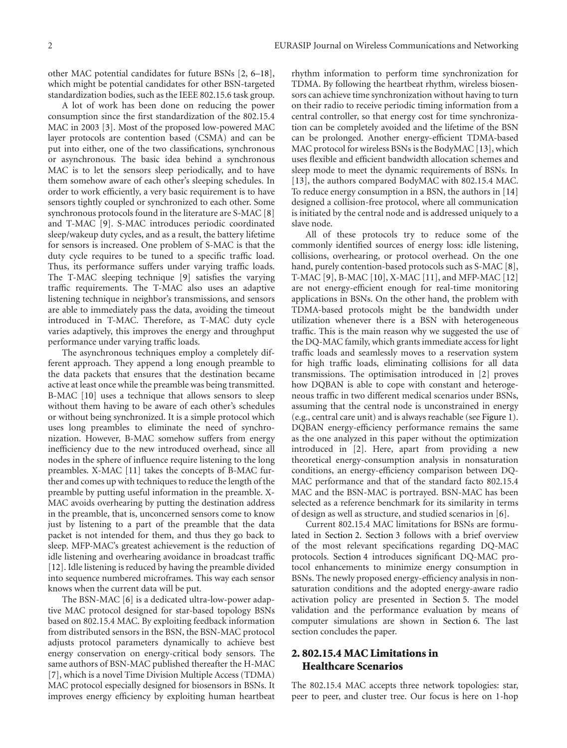other MAC potential candidates for future BSNs [2, 6–18], which might be potential candidates for other BSN-targeted standardization bodies, such as the IEEE 802.15.6 task group.

A lot of work has been done on reducing the power consumption since the first standardization of the 802.15.4 MAC in 2003 [3]. Most of the proposed low-powered MAC layer protocols are contention based (CSMA) and can be put into either, one of the two classifications, synchronous or asynchronous. The basic idea behind a synchronous MAC is to let the sensors sleep periodically, and to have them somehow aware of each other's sleeping schedules. In order to work efficiently, a very basic requirement is to have sensors tightly coupled or synchronized to each other. Some synchronous protocols found in the literature are S-MAC [8] and T-MAC [9]. S-MAC introduces periodic coordinated sleep/wakeup duty cycles, and as a result, the battery lifetime for sensors is increased. One problem of S-MAC is that the duty cycle requires to be tuned to a specific traffic load. Thus, its performance suffers under varying traffic loads. The T-MAC sleeping technique [9] satisfies the varying traffic requirements. The T-MAC also uses an adaptive listening technique in neighbor's transmissions, and sensors are able to immediately pass the data, avoiding the timeout introduced in T-MAC. Therefore, as T-MAC duty cycle varies adaptively, this improves the energy and throughput performance under varying traffic loads.

The asynchronous techniques employ a completely different approach. They append a long enough preamble to the data packets that ensures that the destination became active at least once while the preamble was being transmitted. B-MAC [10] uses a technique that allows sensors to sleep without them having to be aware of each other's schedules or without being synchronized. It is a simple protocol which uses long preambles to eliminate the need of synchronization. However, B-MAC somehow suffers from energy inefficiency due to the new introduced overhead, since all nodes in the sphere of influence require listening to the long preambles. X-MAC [11] takes the concepts of B-MAC further and comes up with techniques to reduce the length of the preamble by putting useful information in the preamble. X-MAC avoids overhearing by putting the destination address in the preamble, that is, unconcerned sensors come to know just by listening to a part of the preamble that the data packet is not intended for them, and thus they go back to sleep. MFP-MAC's greatest achievement is the reduction of idle listening and overhearing avoidance in broadcast traffic [12]. Idle listening is reduced by having the preamble divided into sequence numbered microframes. This way each sensor knows when the current data will be put.

The BSN-MAC [6] is a dedicated ultra-low-power adaptive MAC protocol designed for star-based topology BSNs based on 802.15.4 MAC. By exploiting feedback information from distributed sensors in the BSN, the BSN-MAC protocol adjusts protocol parameters dynamically to achieve best energy conservation on energy-critical body sensors. The same authors of BSN-MAC published thereafter the H-MAC [7], which is a novel Time Division Multiple Access (TDMA) MAC protocol especially designed for biosensors in BSNs. It improves energy efficiency by exploiting human heartbeat rhythm information to perform time synchronization for TDMA. By following the heartbeat rhythm, wireless biosensors can achieve time synchronization without having to turn on their radio to receive periodic timing information from a central controller, so that energy cost for time synchronization can be completely avoided and the lifetime of the BSN can be prolonged. Another energy-efficient TDMA-based MAC protocol for wireless BSNs is the BodyMAC [13], which uses flexible and efficient bandwidth allocation schemes and sleep mode to meet the dynamic requirements of BSNs. In [13], the authors compared BodyMAC with 802.15.4 MAC. To reduce energy consumption in a BSN, the authors in [14] designed a collision-free protocol, where all communication is initiated by the central node and is addressed uniquely to a slave node.

All of these protocols try to reduce some of the commonly identified sources of energy loss: idle listening, collisions, overhearing, or protocol overhead. On the one hand, purely contention-based protocols such as S-MAC [8], T-MAC [9], B-MAC [10], X-MAC [11], and MFP-MAC [12] are not energy-efficient enough for real-time monitoring applications in BSNs. On the other hand, the problem with TDMA-based protocols might be the bandwidth under utilization whenever there is a BSN with heterogeneous traffic. This is the main reason why we suggested the use of the DQ-MAC family, which grants immediate access for light traffic loads and seamlessly moves to a reservation system for high traffic loads, eliminating collisions for all data transmissions. The optimisation introduced in [2] proves how DQBAN is able to cope with constant and heterogeneous traffic in two different medical scenarios under BSNs, assuming that the central node is unconstrained in energy (e.g., central care unit) and is always reachable (see Figure 1). DQBAN energy-efficiency performance remains the same as the one analyzed in this paper without the optimization introduced in [2]. Here, apart from providing a new theoretical energy-consumption analysis in nonsaturation conditions, an energy-efficiency comparison between DQ-MAC performance and that of the standard facto 802.15.4 MAC and the BSN-MAC is portrayed. BSN-MAC has been selected as a reference benchmark for its similarity in terms of design as well as structure, and studied scenarios in [6].

Current 802.15.4 MAC limitations for BSNs are formulated in Section 2. Section 3 follows with a brief overview of the most relevant specifications regarding DQ-MAC protocols. Section 4 introduces significant DQ-MAC protocol enhancements to minimize energy consumption in BSNs. The newly proposed energy-efficiency analysis in nonsaturation conditions and the adopted energy-aware radio activation policy are presented in Section 5. The model validation and the performance evaluation by means of computer simulations are shown in Section 6. The last section concludes the paper.

## 2. 802.15.4 MAC Limitations in Healthcare Scenarios

The 802.15.4 MAC accepts three network topologies: star, peer to peer, and cluster tree. Our focus is here on 1-hop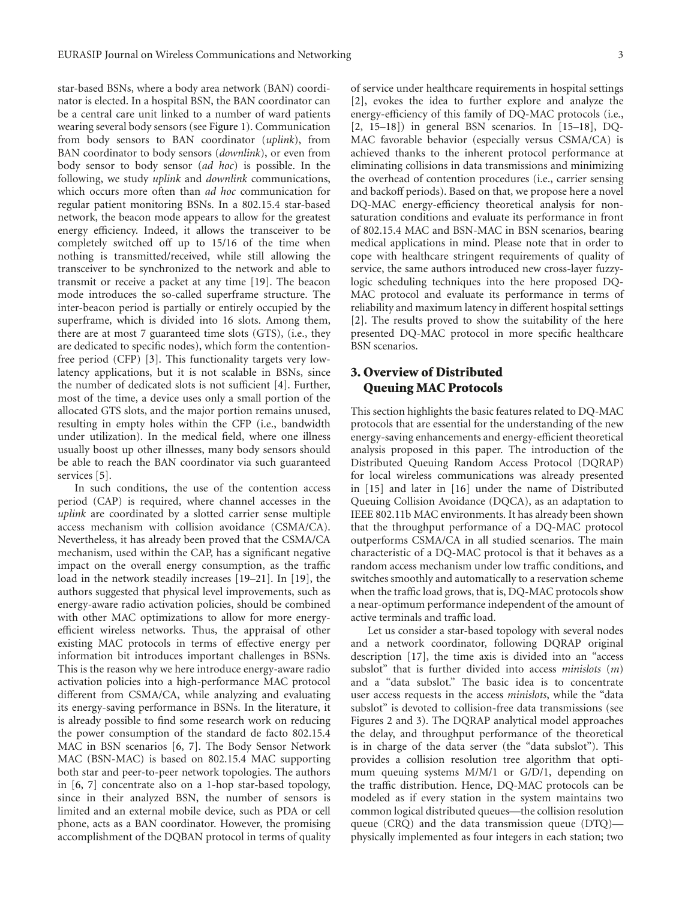star-based BSNs, where a body area network (BAN) coordinator is elected. In a hospital BSN, the BAN coordinator can be a central care unit linked to a number of ward patients wearing several body sensors (see Figure 1). Communication from body sensors to BAN coordinator (*uplink*), from BAN coordinator to body sensors (*downlink*), or even from body sensor to body sensor (*ad hoc*) is possible. In the following, we study *uplink* and *downlink* communications, which occurs more often than *ad hoc* communication for regular patient monitoring BSNs. In a 802.15.4 star-based network, the beacon mode appears to allow for the greatest energy efficiency. Indeed, it allows the transceiver to be completely switched off up to 15/16 of the time when nothing is transmitted/received, while still allowing the transceiver to be synchronized to the network and able to transmit or receive a packet at any time [19]. The beacon mode introduces the so-called superframe structure. The inter-beacon period is partially or entirely occupied by the superframe, which is divided into 16 slots. Among them, there are at most 7 guaranteed time slots (GTS), (i.e., they are dedicated to specific nodes), which form the contention-free period (CFP) [3]. This functionality targets very low-latency applications, but it is not scalable in BSNs, since the number of dedicated slots is not sufficient [4]. Further, most of the time, a device uses only a small portion of the allocated GTS slots, and the major portion remains unused, resulting in empty holes within the CFP (i.e., bandwidth under utilization). In the medical field, where one illness usually boost up other illnesses, many body sensors should be able to reach the BAN coordinator via such guaranteed services [5].

In such conditions, the use of the contention access period (CAP) is required, where channel accesses in the *uplink* are coordinated by a slotted carrier sense multiple access mechanism with collision avoidance (CSMA/CA). Nevertheless, it has already been proved that the CSMA/CA mechanism, used within the CAP, has a significant negative impact on the overall energy consumption, as the traffic load in the network steadily increases [19–21]. In [19], the authors suggested that physical level improvements, such as energy-aware radio activation policies, should be combined with other MAC optimizations to allow for more energy-efficient wireless networks. Thus, the appraisal of other existing MAC protocols in terms of effective energy per information bit introduces important challenges in BSNs. This is the reason why we here introduce energy-aware radio activation policies into a high-performance MAC protocol different from CSMA/CA, while analyzing and evaluating its energy-saving performance in BSNs. In the literature, it is already possible to find some research work on reducing the power consumption of the standard de facto 802.15.4 MAC in BSN scenarios [6, 7]. The Body Sensor Network MAC (BSN-MAC) is based on 802.15.4 MAC supporting both star and peer-to-peer network topologies. The authors in [6, 7] concentrate also on a 1-hop star-based topology, since in their analyzed BSN, the number of sensors is limited and an external mobile device, such as PDA or cell phone, acts as a BAN coordinator. However, the promising accomplishment of the DQBAN protocol in terms of quality of service under healthcare requirements in hospital settings [2], evokes the idea to further explore and analyze the energy-efficiency of this family of DQ-MAC protocols (i.e., [2, 15–18]) in general BSN scenarios. In [15–18], DQ-MAC favorable behavior (especially versus CSMA/CA) is achieved thanks to the inherent protocol performance at eliminating collisions in data transmissions and minimizing the overhead of contention procedures (i.e., carrier sensing and backoff periods). Based on that, we propose here a novel DQ-MAC energy-efficiency theoretical analysis for non-saturation conditions and evaluate its performance in front of 802.15.4 MAC and BSN-MAC in BSN scenarios, bearing medical applications in mind. Please note that in order to cope with healthcare stringent requirements of quality of service, the same authors introduced new cross-layer fuzzy-logic scheduling techniques into the here proposed DQ-MAC protocol and evaluate its performance in terms of reliability and maximum latency in different hospital settings [2]. The results proved to show the suitability of the here presented DQ-MAC protocol in more specific healthcare BSN scenarios.

## 3. Overview of Distributed Queuing MAC Protocols

This section highlights the basic features related to DQ-MAC protocols that are essential for the understanding of the new energy-saving enhancements and energy-efficient theoretical analysis proposed in this paper. The introduction of the Distributed Queuing Random Access Protocol (DQRAP) for local wireless communications was already presented in [15] and later in [16] under the name of Distributed Queuing Collision Avoidance (DQCA), as an adaptation to IEEE 802.11b MAC environments. It has already been shown that the throughput performance of a DQ-MAC protocol outperforms CSMA/CA in all studied scenarios. The main characteristic of a DQ-MAC protocol is that it behaves as a random access mechanism under low traffic conditions, and switches smoothly and automatically to a reservation scheme when the traffic load grows, that is, DQ-MAC protocols show a near-optimum performance independent of the amount of active terminals and traffic load.

Let us consider a star-based topology with several nodes and a network coordinator, following DQRAP original description [17], the time axis is divided into an "access subslot" that is further divided into access *minislots* ($m$) and a "data subslot." The basic idea is to concentrate user access requests in the access *minislots*, while the "data subslot" is devoted to collision-free data transmissions (see Figures 2 and 3). The DQRAP analytical model approaches the delay, and throughput performance of the theoretical is in charge of the data server (the "data subslot"). This provides a collision resolution tree algorithm that optimum queuing systems M/M/1 or G/D/1, depending on the traffic distribution. Hence, DQ-MAC protocols can be modeled as if every station in the system maintains two common logical distributed queues—the collision resolution queue (CRQ) and the data transmission queue (DTQ)—physically implemented as four integers in each station; two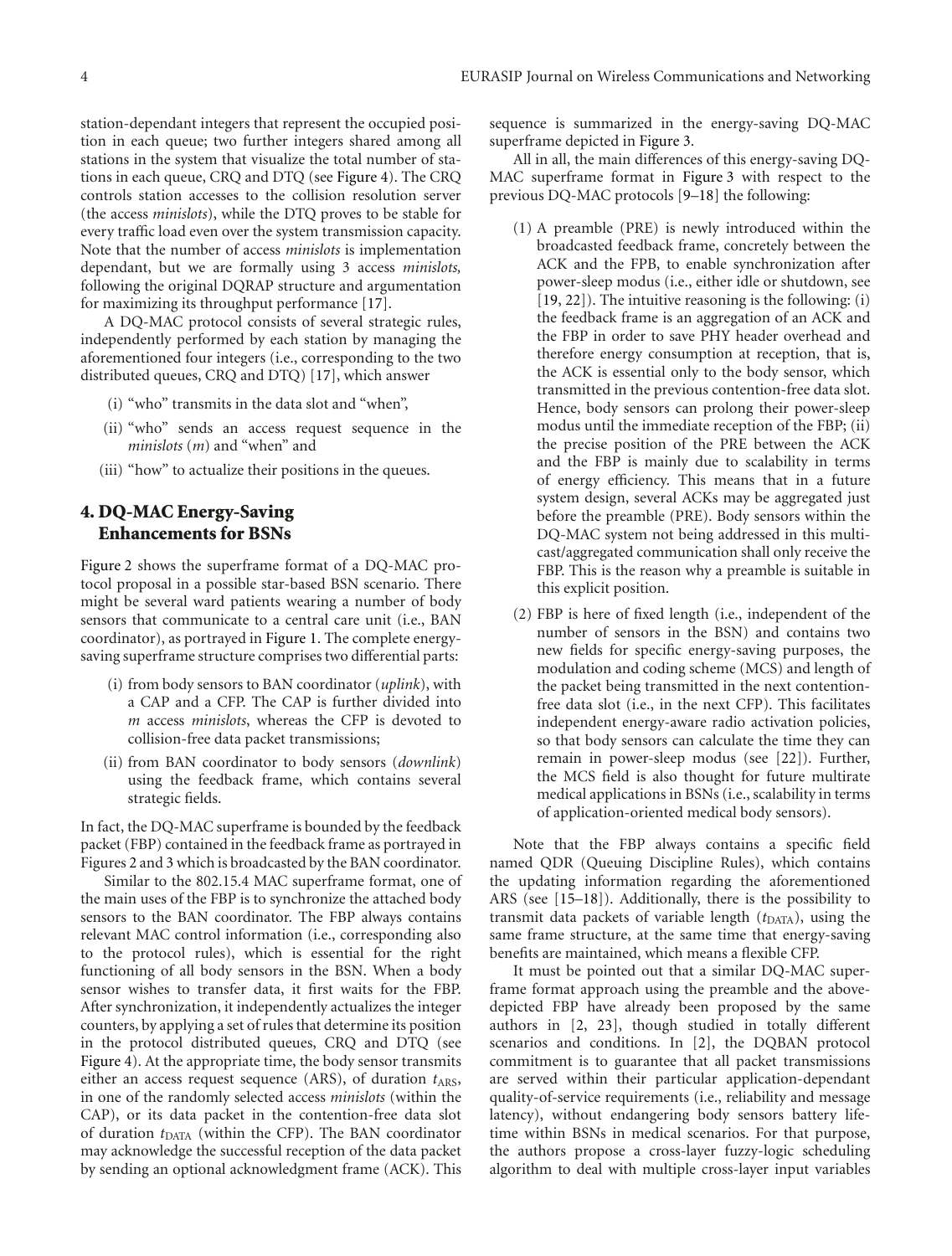station-dependant integers that represent the occupied position in each queue; two further integers shared among all stations in the system that visualize the total number of stations in each queue, CRQ and DTQ (see Figure 4). The CRQ controls station accesses to the collision resolution server (the access *minislots*), while the DTQ proves to be stable for every traffic load even over the system transmission capacity. Note that the number of access *minislots* is implementation dependant, but we are formally using 3 access *minislots,* following the original DQRAP structure and argumentation for maximizing its throughput performance [17].

A DQ-MAC protocol consists of several strategic rules, independently performed by each station by managing the aforementioned four integers (i.e., corresponding to the two distributed queues, CRQ and DTQ) [17], which answer

(i) "who" transmits in the data slot and "when",

(ii) "who" sends an access request sequence in the *minislots* ($m$) and "when" and

(iii) "how" to actualize their positions in the queues.

## 4. DQ-MAC Energy-Saving Enhancements for BSNs

Figure 2 shows the superframe format of a DQ-MAC protocol proposal in a possible star-based BSN scenario. There might be several ward patients wearing a number of body sensors that communicate to a central care unit (i.e., BAN coordinator), as portrayed in Figure 1. The complete energy-saving superframe structure comprises two differential parts:

(i) from body sensors to BAN coordinator (*uplink*), with a CAP and a CFP. The CAP is further divided into $m$ access *minislots*, whereas the CFP is devoted to collision-free data packet transmissions;

(ii) from BAN coordinator to body sensors (*downlink*) using the feedback frame, which contains several strategic fields.

In fact, the DQ-MAC superframe is bounded by the feedback packet (FBP) contained in the feedback frame as portrayed in Figures 2 and 3 which is broadcasted by the BAN coordinator.

Similar to the 802.15.4 MAC superframe format, one of the main uses of the FBP is to synchronize the attached body sensors to the BAN coordinator. The FBP always contains relevant MAC control information (i.e., corresponding also to the protocol rules), which is essential for the right functioning of all body sensors in the BSN. When a body sensor wishes to transfer data, it first waits for the FBP. After synchronization, it independently actualizes the integer counters, by applying a set of rules that determine its position in the protocol distributed queues, CRQ and DTQ (see Figure 4). At the appropriate time, the body sensor transmits either an access request sequence (ARS), of duration $t_{\text{ARS}}$, in one of the randomly selected access *minislots* (within the CAP), or its data packet in the contention-free data slot of duration $t_{\text{DATA}}$ (within the CFP). The BAN coordinator may acknowledge the successful reception of the data packet by sending an optional acknowledgment frame (ACK). This sequence is summarized in the energy-saving DQ-MAC superframe depicted in Figure 3.

All in all, the main differences of this energy-saving DQ-MAC superframe format in Figure 3 with respect to the previous DQ-MAC protocols [9–18] the following:

(1) A preamble (PRE) is newly introduced within the broadcasted feedback frame, concretely between the ACK and the FPB, to enable synchronization after power-sleep modus (i.e., either idle or shutdown, see [19, 22]). The intuitive reasoning is the following: (i) the feedback frame is an aggregation of an ACK and the FBP in order to save PHY header overhead and therefore energy consumption at reception, that is, the ACK is essential only to the body sensor, which transmitted in the previous contention-free data slot. Hence, body sensors can prolong their power-sleep modus until the immediate reception of the FBP; (ii) the precise position of the PRE between the ACK and the FBP is mainly due to scalability in terms of energy efficiency. This means that in a future system design, several ACKs may be aggregated just before the preamble (PRE). Body sensors within the DQ-MAC system not being addressed in this multicast/aggregated communication shall only receive the FBP. This is the reason why a preamble is suitable in this explicit position.

(2) FBP is here of fixed length (i.e., independent of the number of sensors in the BSN) and contains two new fields for specific energy-saving purposes, the modulation and coding scheme (MCS) and length of the packet being transmitted in the next contention-free data slot (i.e., in the next CFP). This facilitates independent energy-aware radio activation policies, so that body sensors can calculate the time they can remain in power-sleep modus (see [22]). Further, the MCS field is also thought for future multirate medical applications in BSNs (i.e., scalability in terms of application-oriented medical body sensors).

Note that the FBP always contains a specific field named QDR (Queuing Discipline Rules), which contains the updating information regarding the aforementioned ARS (see [15–18]). Additionally, there is the possibility to transmit data packets of variable length ($t_{\text{DATA}}$), using the same frame structure, at the same time that energy-saving benefits are maintained, which means a flexible CFP.

It must be pointed out that a similar DQ-MAC superframe format approach using the preamble and the above-depicted FBP have already been proposed by the same authors in [2, 23], though studied in totally different scenarios and conditions. In [2], the DQBAN protocol commitment is to guarantee that all packet transmissions are served within their particular application-dependant quality-of-service requirements (i.e., reliability and message latency), without endangering body sensors battery lifetime within BSNs in medical scenarios. For that purpose, the authors propose a cross-layer fuzzy-logic scheduling algorithm to deal with multiple cross-layer input variables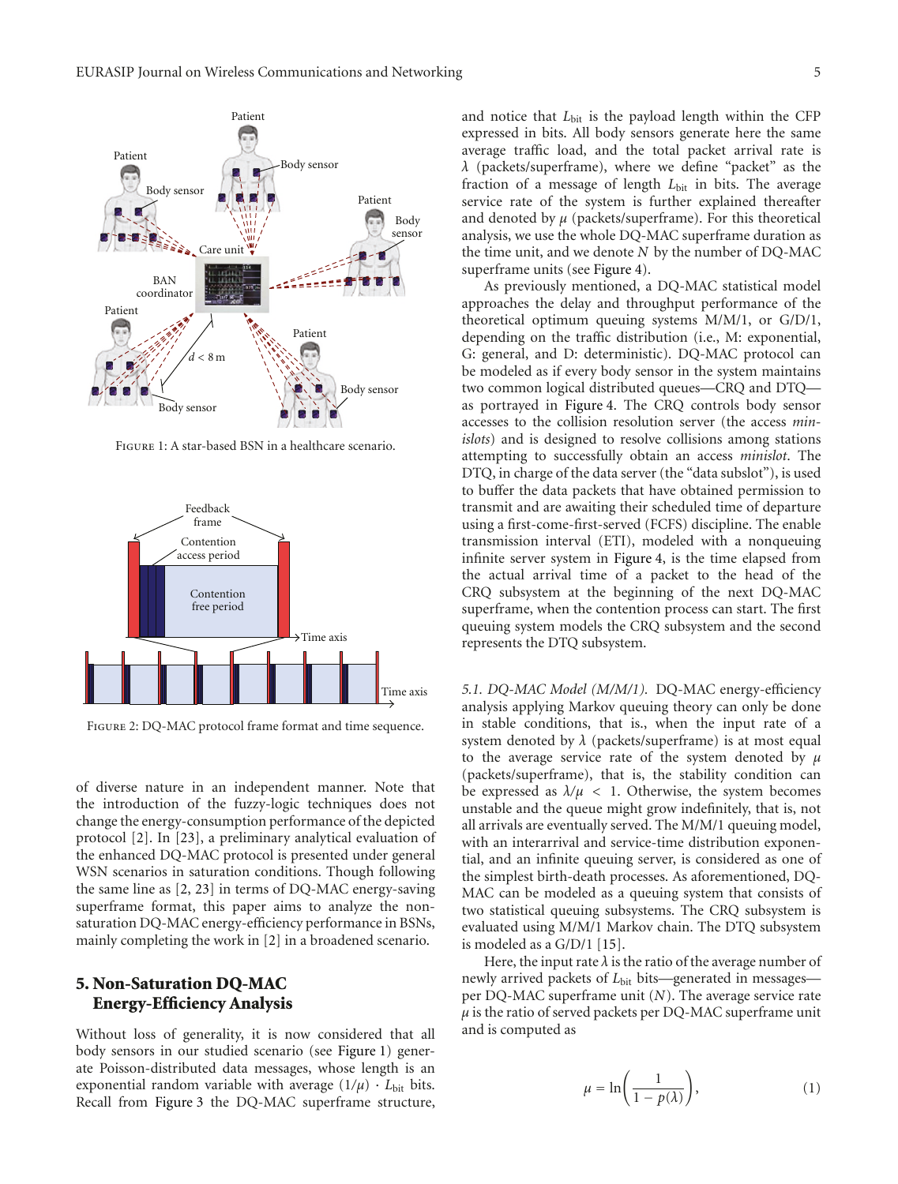FIGURE 1: A star-based BSN in a healthcare scenario.

FIGURE 2: DQ-MAC protocol frame format and time sequence.

of diverse nature in an independent manner. Note that the introduction of the fuzzy-logic techniques does not change the energy-consumption performance of the depicted protocol [2]. In [23], a preliminary analytical evaluation of the enhanced DQ-MAC protocol is presented under general WSN scenarios in saturation conditions. Though following the same line as [2, 23] in terms of DQ-MAC energy-saving superframe format, this paper aims to analyze the non-saturation DQ-MAC energy-efficiency performance in BSNs, mainly completing the work in [2] in a broadened scenario.

## 5. Non-Saturation DQ-MAC Energy-Efficiency Analysis

Without loss of generality, it is now considered that all body sensors in our studied scenario (see Figure 1) generate Poisson-distributed data messages, whose length is an exponential random variable with average $(1/\mu) \cdot L_{\text{bit}}$ bits. Recall from Figure 3 the DQ-MAC superframe structure, and notice that $L_{\text{bit}}$ is the payload length within the CFP expressed in bits. All body sensors generate here the same average traffic load, and the total packet arrival rate is $\lambda$ (packets/superframe), where we define "packet" as the fraction of a message of length $L_{\text{bit}}$ in bits. The average service rate of the system is further explained thereafter and denoted by $\mu$ (packets/superframe). For this theoretical analysis, we use the whole DQ-MAC superframe duration as the time unit, and we denote $N$ by the number of DQ-MAC superframe units (see Figure 4).

As previously mentioned, a DQ-MAC statistical model approaches the delay and throughput performance of the theoretical optimum queuing systems M/M/1, or G/D/1, depending on the traffic distribution (i.e., M: exponential, G: general, and D: deterministic). DQ-MAC protocol can be modeled as if every body sensor in the system maintains two common logical distributed queues—CRQ and DTQ—as portrayed in Figure 4. The CRQ controls body sensor accesses to the collision resolution server (the access *minislots*) and is designed to resolve collisions among stations attempting to successfully obtain an access *minislot*. The DTQ, in charge of the data server (the "data subslot"), is used to buffer the data packets that have obtained permission to transmit and are awaiting their scheduled time of departure using a first-come-first-served (FCFS) discipline. The enable transmission interval (ETI), modeled with a nonqueuing infinite server system in Figure 4, is the time elapsed from the actual arrival time of a packet to the head of the CRQ subsystem at the beginning of the next DQ-MAC superframe, when the contention process can start. The first queuing system models the CRQ subsystem and the second represents the DTQ subsystem.

*5.1. DQ-MAC Model (M/M/1).* DQ-MAC energy-efficiency analysis applying Markov queuing theory can only be done in stable conditions, that is, when the input rate of a system denoted by $\lambda$ (packets/superframe) is at most equal to the average service rate of the system denoted by $\mu$ (packets/superframe), that is, the stability condition can be expressed as $\lambda/\mu < 1$. Otherwise, the system becomes unstable and the queue might grow indefinitely, that is, not all arrivals are eventually served. The M/M/1 queuing model, with an interarrival and service-time distribution exponential, and an infinite queuing server, is considered as one of the simplest birth-death processes. As aforementioned, DQ-MAC can be modeled as a queuing system that consists of two statistical queuing subsystems. The CRQ subsystem is evaluated using M/M/1 Markov chain. The DTQ subsystem is modeled as a G/D/1 [15].

Here, the input rate $\lambda$ is the ratio of the average number of newly arrived packets of $L_{\text{bit}}$ bits—generated in messages—per DQ-MAC superframe unit ($N$). The average service rate $\mu$ is the ratio of served packets per DQ-MAC superframe unit and is computed as

$$\mu = \ln\left(\frac{1}{1 - p(\lambda)}\right), \tag{1}$$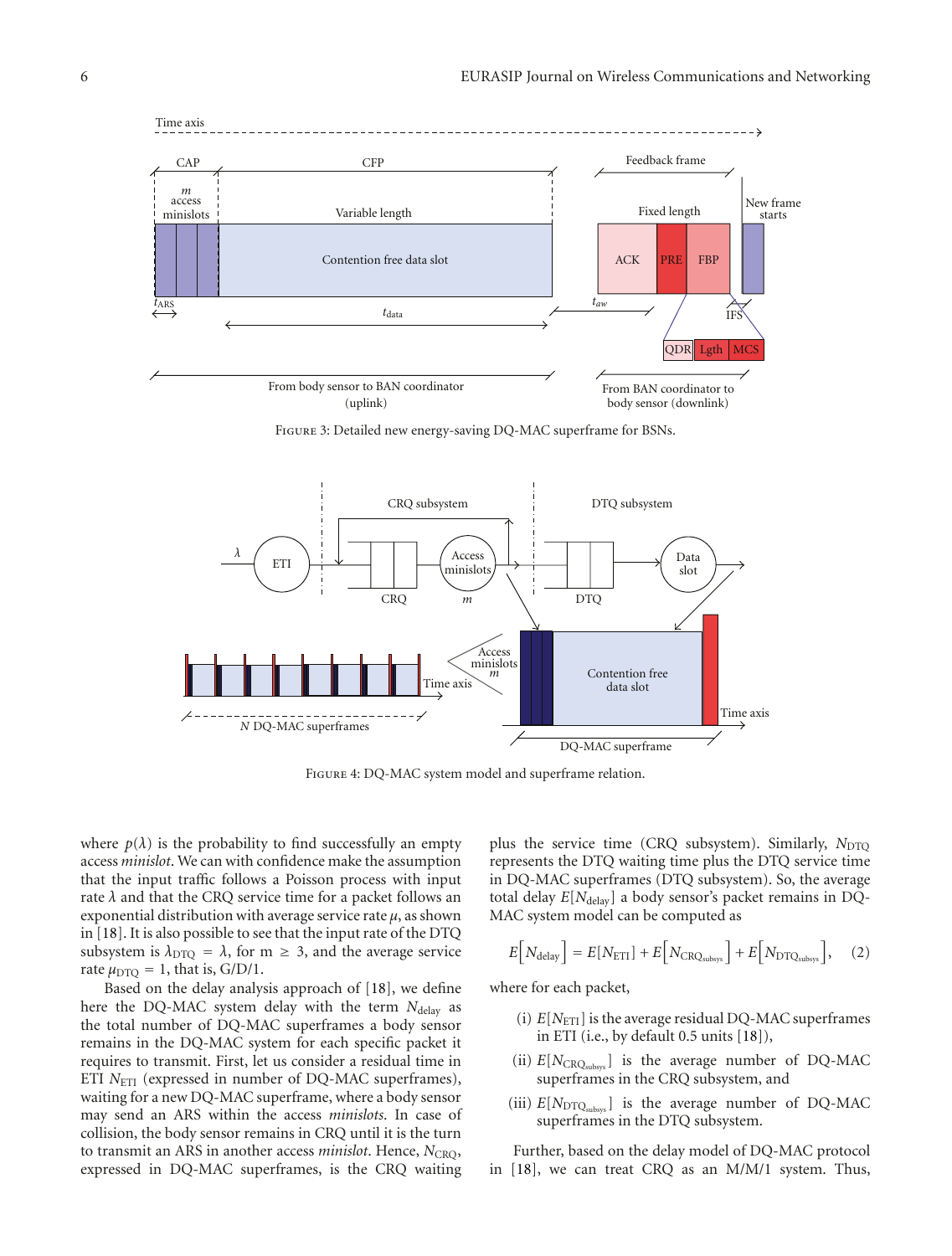Figure 3: Detailed new energy-saving DQ-MAC superframe for BSNs.

Figure 4: DQ-MAC system model and superframe relation.

where $p(\lambda)$ is the probability to find successfully an empty access *minislot*. We can with confidence make the assumption that the input traffic follows a Poisson process with input rate $\lambda$ and that the CRQ service time for a packet follows an exponential distribution with average service rate $\mu$, as shown in [18]. It is also possible to see that the input rate of the DTQ subsystem is $\lambda_{\text{DTQ}} = \lambda$, for $m \geq 3$, and the average service rate $\mu_{\text{DTQ}} = 1$, that is, G/D/1.

Based on the delay analysis approach of [18], we define here the DQ-MAC system delay with the term $N_{\text{delay}}$ as the total number of DQ-MAC superframes a body sensor remains in the DQ-MAC system for each specific packet it requires to transmit. First, let us consider a residual time in ETI $N_{\text{ETI}}$ (expressed in number of DQ-MAC superframes), waiting for a new DQ-MAC superframe, where a body sensor may send an ARS within the access *minislots*. In case of collision, the body sensor remains in CRQ until it is the turn to transmit an ARS in another access *minislot*. Hence, $N_{\text{CRQ}}$, expressed in DQ-MAC superframes, is the CRQ waiting plus the service time (CRQ subsystem). Similarly, $N_{\text{DTQ}}$ represents the DTQ waiting time plus the DTQ service time in DQ-MAC superframes (DTQ subsystem). So, the average total delay $E[N_{\text{delay}}]$ a body sensor's packet remains in DQ-MAC system model can be computed as

$$E\left[N_{\text{delay}}\right] = E[N_{\text{ETI}}] + E\left[N_{\text{CRQ}_{\text{subsys}}}\right] + E\left[N_{\text{DTQ}_{\text{subsys}}}\right], \quad (2)$$

where for each packet,

(i) $E[N_{\text{ETI}}]$ is the average residual DQ-MAC superframes in ETI (i.e., by default 0.5 units [18]),

(ii) $E[N_{\text{CRQ}_{\text{subsys}}}]$ is the average number of DQ-MAC superframes in the CRQ subsystem, and

(iii) $E[N_{\text{DTQ}_{\text{subsys}}}]$ is the average number of DQ-MAC superframes in the DTQ subsystem.

Further, based on the delay model of DQ-MAC protocol in [18], we can treat CRQ as an M/M/1 system. Thus,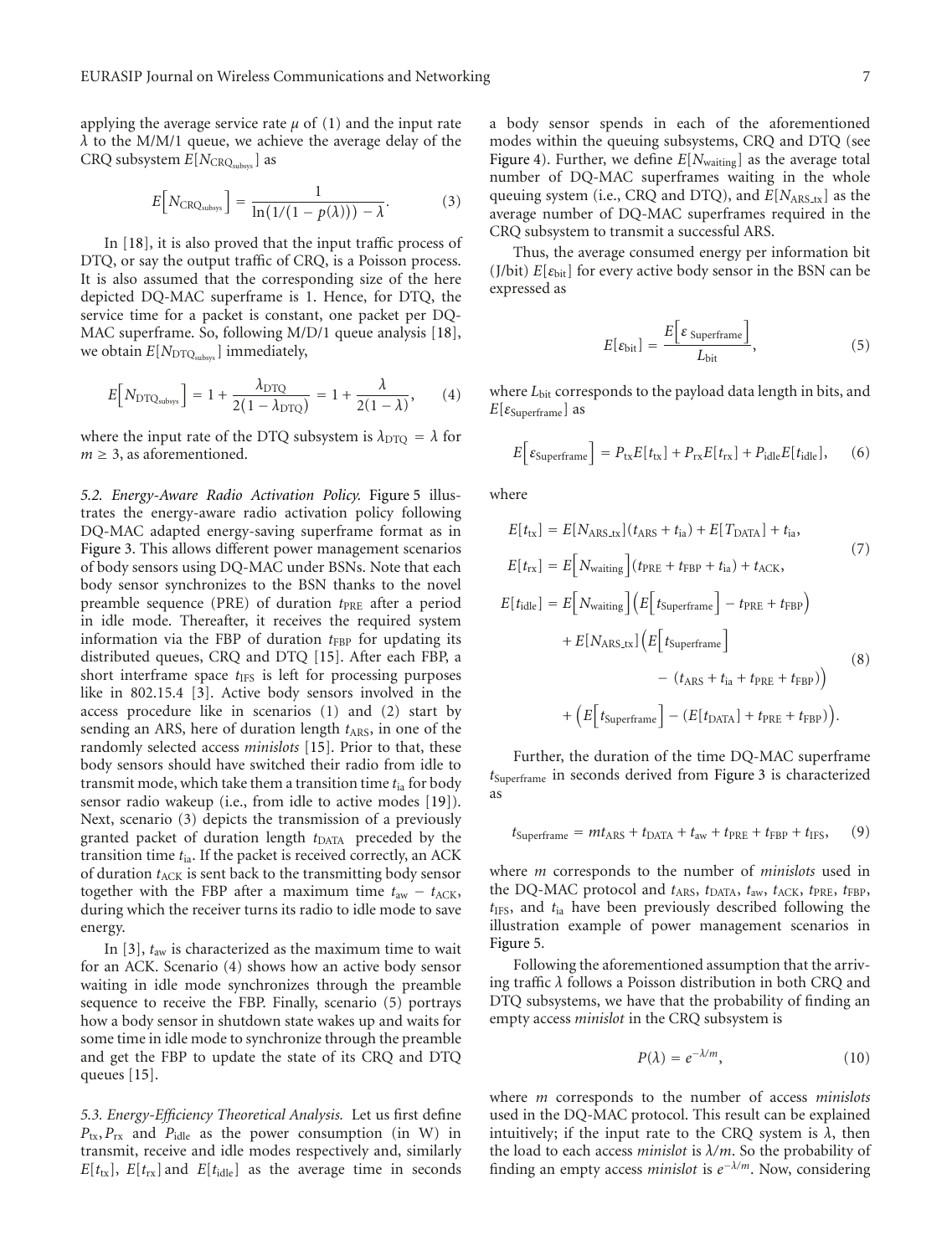applying the average service rate $\mu$ of (1) and the input rate $\lambda$ to the M/M/1 queue, we achieve the average delay of the CRQ subsystem $E[N_{\text{CRQ}_{\text{subsys}}}]$ as

$$E\Big[N_{\text{CRQ}_{\text{subsys}}}\Big] = \frac{1}{\ln(1/(1-p(\lambda))) - \lambda}. \qquad (3)$$

In [18], it is also proved that the input traffic process of DTQ, or say the output traffic of CRQ, is a Poisson process. It is also assumed that the corresponding size of the here depicted DQ-MAC superframe is 1. Hence, for DTQ, the service time for a packet is constant, one packet per DQ-MAC superframe. So, following M/D/1 queue analysis [18], we obtain $E[N_{\text{DTQ}_{\text{subsys}}}]$ immediately,

$$E\Big[N_{\text{DTQ}_{\text{subsys}}}\Big] = 1 + \frac{\lambda_{\text{DTQ}}}{2(1-\lambda_{\text{DTQ}})} = 1 + \frac{\lambda}{2(1-\lambda)}, \qquad (4)$$

where the input rate of the DTQ subsystem is $\lambda_{\text{DTQ}} = \lambda$ for $m \geq 3$, as aforementioned.

*5.2. Energy-Aware Radio Activation Policy.* Figure 5 illustrates the energy-aware radio activation policy following DQ-MAC adapted energy-saving superframe format as in Figure 3. This allows different power management scenarios of body sensors using DQ-MAC under BSNs. Note that each body sensor synchronizes to the BSN thanks to the novel preamble sequence (PRE) of duration $t_{\text{PRE}}$ after a period in idle mode. Thereafter, it receives the required system information via the FBP of duration $t_{\text{FBP}}$ for updating its distributed queues, CRQ and DTQ [15]. After each FBP, a short interframe space $t_{\text{IFS}}$ is left for processing purposes like in 802.15.4 [3]. Active body sensors involved in the access procedure like in scenarios (1) and (2) start by sending an ARS, here of duration length $t_{\text{ARS}}$, in one of the randomly selected access *minislots* [15]. Prior to that, these body sensors should have switched their radio from idle to transmit mode, which take them a transition time $t_{\text{ia}}$ for body sensor radio wakeup (i.e., from idle to active modes [19]). Next, scenario (3) depicts the transmission of a previously granted packet of duration length $t_{\text{DATA}}$ preceded by the transition time $t_{\text{ia}}$. If the packet is received correctly, an ACK of duration $t_{\text{ACK}}$ is sent back to the transmitting body sensor together with the FBP after a maximum time $t_{\text{aw}} - t_{\text{ACK}}$, during which the receiver turns its radio to idle mode to save energy.

In [3], $t_{\text{aw}}$ is characterized as the maximum time to wait for an ACK. Scenario (4) shows how an active body sensor waiting in idle mode synchronizes through the preamble sequence to receive the FBP. Finally, scenario (5) portrays how a body sensor in shutdown state wakes up and waits for some time in idle mode to synchronize through the preamble and get the FBP to update the state of its CRQ and DTQ queues [15].

*5.3. Energy-Efficiency Theoretical Analysis.* Let us first define $P_{\text{tx}}, P_{\text{rx}}$ and $P_{\text{idle}}$ as the power consumption (in W) in transmit, receive and idle modes respectively and, similarly $E[t_{\text{tx}}]$, $E[t_{\text{rx}}]$ and $E[t_{\text{idle}}]$ as the average time in seconds a body sensor spends in each of the aforementioned modes within the queuing subsystems, CRQ and DTQ (see Figure 4). Further, we define $E[N_{\text{waiting}}]$ as the average total number of DQ-MAC superframes waiting in the whole queuing system (i.e., CRQ and DTQ), and $E[N_{\text{ARS\_tx}}]$ as the average number of DQ-MAC superframes required in the CRQ subsystem to transmit a successful ARS.

Thus, the average consumed energy per information bit (J/bit) $E[\varepsilon_{\text{bit}}]$ for every active body sensor in the BSN can be expressed as

$$E[\varepsilon_{\text{bit}}] = \frac{E\Big[\varepsilon_{\text{Superframe}}\Big]}{L_{\text{bit}}}, \qquad (5)$$

where $L_{\text{bit}}$ corresponds to the payload data length in bits, and $E[\varepsilon_{\text{Superframe}}]$ as

$$E\Big[\varepsilon_{\text{Superframe}}\Big] = P_{\text{tx}}E[t_{\text{tx}}] + P_{\text{rx}}E[t_{\text{rx}}] + P_{\text{idle}}E[t_{\text{idle}}], \qquad (6)$$

where

$$E[t_{\text{tx}}] = E[N_{\text{ARS\_tx}}](t_{\text{ARS}} + t_{\text{ia}}) + E[T_{\text{DATA}}] + t_{\text{ia}},$$
$$E[t_{\text{rx}}] = E\Big[N_{\text{waiting}}\Big](t_{\text{PRE}} + t_{\text{FBP}} + t_{\text{ia}}) + t_{\text{ACK}}, \qquad (7)$$

$$\begin{aligned} E[t_{\text{idle}}] = {} & E\Big[N_{\text{waiting}}\Big]\Big(E\Big[t_{\text{Superframe}}\Big] - t_{\text{PRE}} + t_{\text{FBP}}\Big) \\ & + E[N_{\text{ARS\_tx}}]\Big(E\Big[t_{\text{Superframe}}\Big] \\ & \qquad - (t_{\text{ARS}} + t_{\text{ia}} + t_{\text{PRE}} + t_{\text{FBP}})\Big) \\ & + \Big(E\Big[t_{\text{Superframe}}\Big] - (E[t_{\text{DATA}}] + t_{\text{PRE}} + t_{\text{FBP}})\Big). \end{aligned} \qquad (8)$$

Further, the duration of the time DQ-MAC superframe $t_{\text{Superframe}}$ in seconds derived from Figure 3 is characterized as

$$t_{\text{Superframe}} = mt_{\text{ARS}} + t_{\text{DATA}} + t_{\text{aw}} + t_{\text{PRE}} + t_{\text{FBP}} + t_{\text{IFS}}, \qquad (9)$$

where $m$ corresponds to the number of *minislots* used in the DQ-MAC protocol and $t_{\text{ARS}}$, $t_{\text{DATA}}$, $t_{\text{aw}}$, $t_{\text{ACK}}$, $t_{\text{PRE}}$, $t_{\text{FBP}}$, $t_{\text{IFS}}$, and $t_{\text{ia}}$ have been previously described following the illustration example of power management scenarios in Figure 5.

Following the aforementioned assumption that the arriving traffic $\lambda$ follows a Poisson distribution in both CRQ and DTQ subsystems, we have that the probability of finding an empty access *minislot* in the CRQ subsystem is

$$P(\lambda) = e^{-\lambda/m}, \qquad (10)$$

where $m$ corresponds to the number of access *minislots* used in the DQ-MAC protocol. This result can be explained intuitively; if the input rate to the CRQ system is $\lambda$, then the load to each access *minislot* is $\lambda/m$. So the probability of finding an empty access *minislot* is $e^{-\lambda/m}$. Now, considering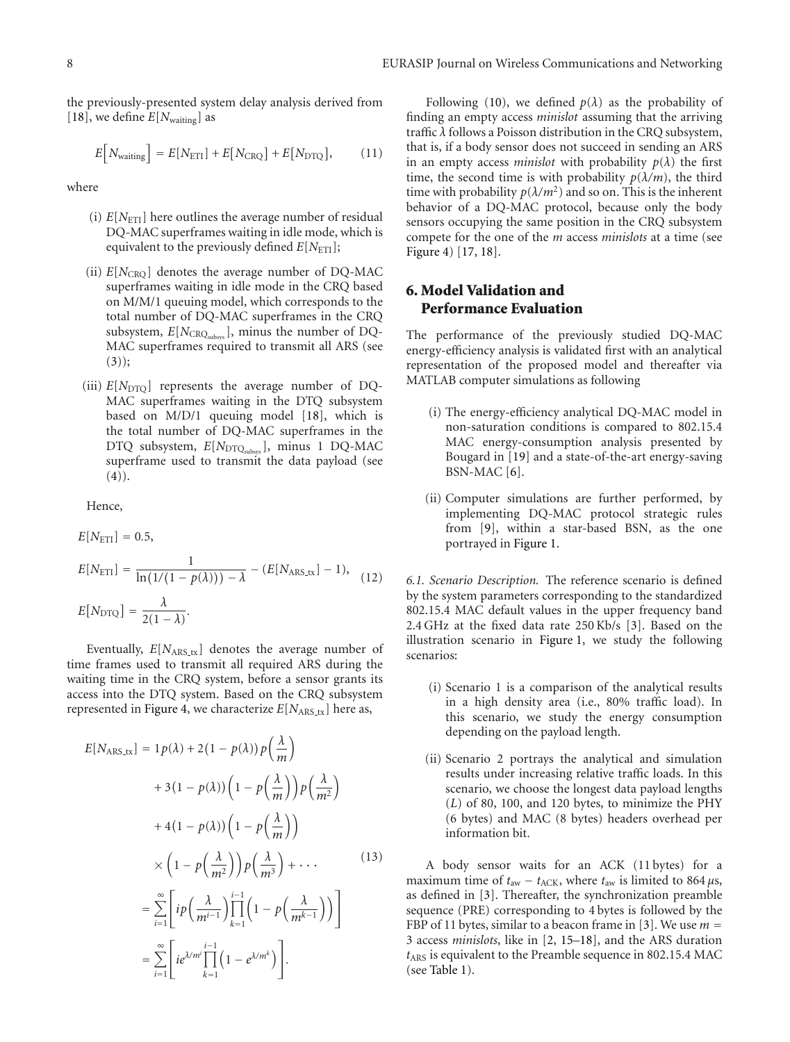the previously-presented system delay analysis derived from [18], we define $E[N_{\text{waiting}}]$ as

$$E\Big[N_{\text{waiting}}\Big] = E[N_{\text{ETI}}] + E[N_{\text{CRQ}}] + E[N_{\text{DTQ}}], \tag{11}$$

where

(i) $E[N_{\text{ETI}}]$ here outlines the average number of residual DQ-MAC superframes waiting in idle mode, which is equivalent to the previously defined $E[N_{\text{ETI}}]$;

(ii) $E[N_{\text{CRQ}}]$ denotes the average number of DQ-MAC superframes waiting in idle mode in the CRQ based on M/M/1 queuing model, which corresponds to the total number of DQ-MAC superframes in the CRQ subsystem, $E[N_{\text{CRQ}_{\text{subsys}}}]$, minus the number of DQ-MAC superframes required to transmit all ARS (see (3));

(iii) $E[N_{\text{DTQ}}]$ represents the average number of DQ-MAC superframes waiting in the DTQ subsystem based on M/D/1 queuing model [18], which is the total number of DQ-MAC superframes in the DTQ subsystem, $E[N_{\text{DTQ}_{\text{subsys}}}]$, minus 1 DQ-MAC superframe used to transmit the data payload (see (4)).

Hence,

$$\begin{aligned}
E[N_{\text{ETI}}] &= 0.5, \\
E[N_{\text{ETI}}] &= \frac{1}{\ln(1/(1-p(\lambda))) - \lambda} - (E[N_{\text{ARS\_tx}}] - 1), \\
E[N_{\text{DTQ}}] &= \frac{\lambda}{2(1-\lambda)}.
\end{aligned} \tag{12}$$

Eventually, $E[N_{\text{ARS\_tx}}]$ denotes the average number of time frames used to transmit all required ARS during the waiting time in the CRQ system, before a sensor grants its access into the DTQ system. Based on the CRQ subsystem represented in Figure 4, we characterize $E[N_{\text{ARS\_tx}}]$ here as,

$$\begin{aligned}
E[N_{\text{ARS\_tx}}] &= 1p(\lambda) + 2(1-p(\lambda))\,p\left(\frac{\lambda}{m}\right) \\
&\quad + 3(1-p(\lambda))\left(1-p\left(\frac{\lambda}{m}\right)\right)p\left(\frac{\lambda}{m^2}\right) \\
&\quad + 4(1-p(\lambda))\left(1-p\left(\frac{\lambda}{m}\right)\right) \\
&\quad \times \left(1-p\left(\frac{\lambda}{m^2}\right)\right)p\left(\frac{\lambda}{m^3}\right) + \cdots \\
&= \sum_{i=1}^{\infty}\left[ i p\left(\frac{\lambda}{m^{i-1}}\right)\prod_{k=1}^{i-1}\left(1-p\left(\frac{\lambda}{m^{k-1}}\right)\right)\right] \\
&= \sum_{i=1}^{\infty}\left[ i e^{\lambda/m^i}\prod_{k=1}^{i-1}\left(1-e^{\lambda/m^k}\right)\right].
\end{aligned} \tag{13}$$

Following (10), we defined $p(\lambda)$ as the probability of finding an empty access *minislot* assuming that the arriving traffic $\lambda$ follows a Poisson distribution in the CRQ subsystem, that is, if a body sensor does not succeed in sending an ARS in an empty access *minislot* with probability $p(\lambda)$ the first time, the second time is with probability $p(\lambda/m)$, the third time with probability $p(\lambda/m^2)$ and so on. This is the inherent behavior of a DQ-MAC protocol, because only the body sensors occupying the same position in the CRQ subsystem compete for the one of the $m$ access *minislots* at a time (see Figure 4) [17, 18].

## 6. Model Validation and Performance Evaluation

The performance of the previously studied DQ-MAC energy-efficiency analysis is validated first with an analytical representation of the proposed model and thereafter via MATLAB computer simulations as following

(i) The energy-efficiency analytical DQ-MAC model in non-saturation conditions is compared to 802.15.4 MAC energy-consumption analysis presented by Bougard in [19] and a state-of-the-art energy-saving BSN-MAC [6].

(ii) Computer simulations are further performed, by implementing DQ-MAC protocol strategic rules from [9], within a star-based BSN, as the one portrayed in Figure 1.

*6.1. Scenario Description.* The reference scenario is defined by the system parameters corresponding to the standardized 802.15.4 MAC default values in the upper frequency band 2.4 GHz at the fixed data rate 250 Kb/s [3]. Based on the illustration scenario in Figure 1, we study the following scenarios:

(i) Scenario 1 is a comparison of the analytical results in a high density area (i.e., 80% traffic load). In this scenario, we study the energy consumption depending on the payload length.

(ii) Scenario 2 portrays the analytical and simulation results under increasing relative traffic loads. In this scenario, we choose the longest data payload lengths ($L$) of 80, 100, and 120 bytes, to minimize the PHY (6 bytes) and MAC (8 bytes) headers overhead per information bit.

A body sensor waits for an ACK (11 bytes) for a maximum time of $t_{\text{aw}} - t_{\text{ACK}}$, where $t_{\text{aw}}$ is limited to 864 $\mu$s, as defined in [3]. Thereafter, the synchronization preamble sequence (PRE) corresponding to 4 bytes is followed by the FBP of 11 bytes, similar to a beacon frame in [3]. We use $m = 3$ access *minislots*, like in [2, 15–18], and the ARS duration $t_{\text{ARS}}$ is equivalent to the Preamble sequence in 802.15.4 MAC (see Table 1).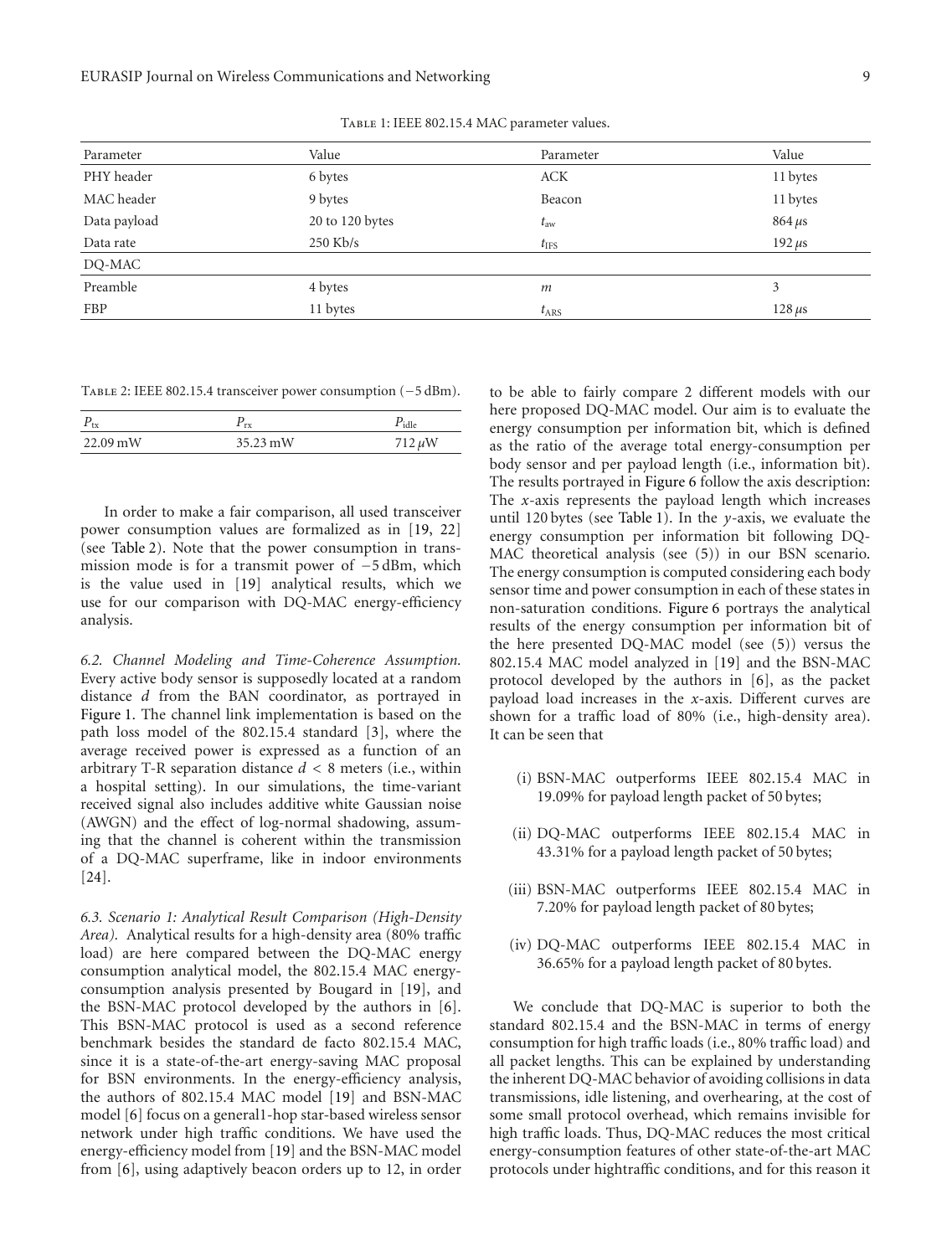Table 1: IEEE 802.15.4 MAC parameter values.

| Parameter | Value | Parameter | Value |
|---|---|---|---|
| PHY header | 6 bytes | ACK | 11 bytes |
| MAC header | 9 bytes | Beacon | 11 bytes |
| Data payload | 20 to 120 bytes | $t_{\text{aw}}$ | 864 $\mu$s |
| Data rate | 250 Kb/s | $t_{\text{IFS}}$ | 192 $\mu$s |
| DQ-MAC | | | |
| Preamble | 4 bytes | $m$ | 3 |
| FBP | 11 bytes | $t_{\text{ARS}}$ | 128 $\mu$s |

Table 2: IEEE 802.15.4 transceiver power consumption (−5 dBm).

| $P_{\text{tx}}$ | $P_{\text{rx}}$ | $P_{\text{idle}}$ |
|---|---|---|
| 22.09 mW | 35.23 mW | 712 $\mu$W |

In order to make a fair comparison, all used transceiver power consumption values are formalized as in [19, 22] (see Table 2). Note that the power consumption in transmission mode is for a transmit power of −5 dBm, which is the value used in [19] analytical results, which we use for our comparison with DQ-MAC energy-efficiency analysis.

*6.2. Channel Modeling and Time-Coherence Assumption.* Every active body sensor is supposedly located at a random distance $d$ from the BAN coordinator, as portrayed in Figure 1. The channel link implementation is based on the path loss model of the 802.15.4 standard [3], where the average received power is expressed as a function of an arbitrary T-R separation distance $d < 8$ meters (i.e., within a hospital setting). In our simulations, the time-variant received signal also includes additive white Gaussian noise (AWGN) and the effect of log-normal shadowing, assuming that the channel is coherent within the transmission of a DQ-MAC superframe, like in indoor environments [24].

*6.3. Scenario 1: Analytical Result Comparison (High-Density Area).* Analytical results for a high-density area (80% traffic load) are here compared between the DQ-MAC energy consumption analytical model, the 802.15.4 MAC energy-consumption analysis presented by Bougard in [19], and the BSN-MAC protocol developed by the authors in [6]. This BSN-MAC protocol is used as a second reference benchmark besides the standard de facto 802.15.4 MAC, since it is a state-of-the-art energy-saving MAC proposal for BSN environments. In the energy-efficiency analysis, the authors of 802.15.4 MAC model [19] and BSN-MAC model [6] focus on a general1-hop star-based wireless sensor network under high traffic conditions. We have used the energy-efficiency model from [19] and the BSN-MAC model from [6], using adaptively beacon orders up to 12, in order to be able to fairly compare 2 different models with our here proposed DQ-MAC model. Our aim is to evaluate the energy consumption per information bit, which is defined as the ratio of the average total energy-consumption per body sensor and per payload length (i.e., information bit). The results portrayed in Figure 6 follow the axis description: The $x$-axis represents the payload length which increases until 120 bytes (see Table 1). In the $y$-axis, we evaluate the energy consumption per information bit following DQ-MAC theoretical analysis (see (5)) in our BSN scenario. The energy consumption is computed considering each body sensor time and power consumption in each of these states in non-saturation conditions. Figure 6 portrays the analytical results of the energy consumption per information bit of the here presented DQ-MAC model (see (5)) versus the 802.15.4 MAC model analyzed in [19] and the BSN-MAC protocol developed by the authors in [6], as the packet payload load increases in the $x$-axis. Different curves are shown for a traffic load of 80% (i.e., high-density area). It can be seen that

(i) BSN-MAC outperforms IEEE 802.15.4 MAC in 19.09% for payload length packet of 50 bytes;

(ii) DQ-MAC outperforms IEEE 802.15.4 MAC in 43.31% for a payload length packet of 50 bytes;

(iii) BSN-MAC outperforms IEEE 802.15.4 MAC in 7.20% for payload length packet of 80 bytes;

(iv) DQ-MAC outperforms IEEE 802.15.4 MAC in 36.65% for a payload length packet of 80 bytes.

We conclude that DQ-MAC is superior to both the standard 802.15.4 and the BSN-MAC in terms of energy consumption for high traffic loads (i.e., 80% traffic load) and all packet lengths. This can be explained by understanding the inherent DQ-MAC behavior of avoiding collisions in data transmissions, idle listening, and overhearing, at the cost of some small protocol overhead, which remains invisible for high traffic loads. Thus, DQ-MAC reduces the most critical energy-consumption features of other state-of-the-art MAC protocols under hightraffic conditions, and for this reason it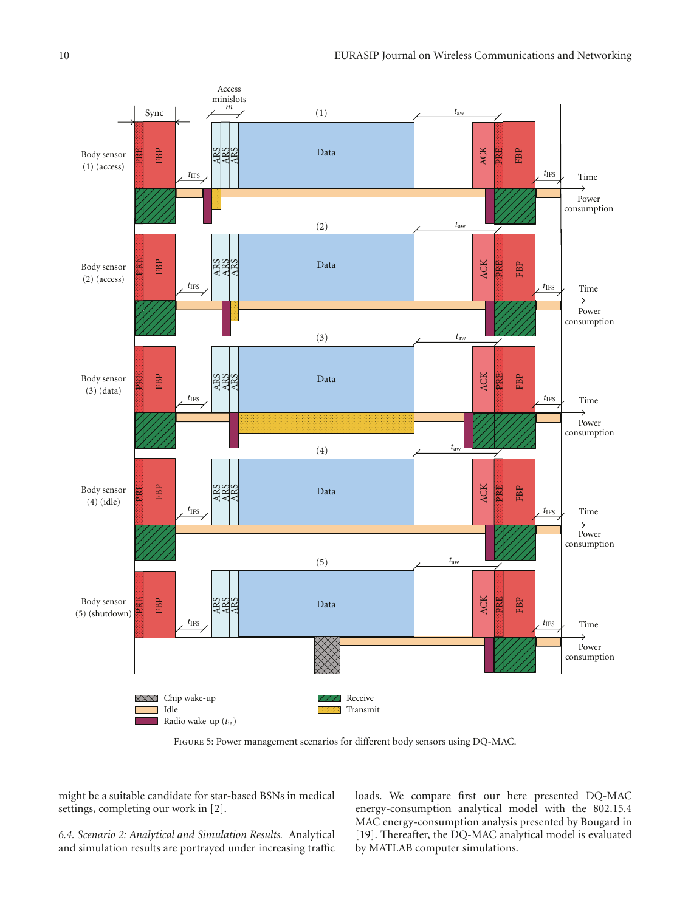FIGURE 5: Power management scenarios for different body sensors using DQ-MAC.

might be a suitable candidate for star-based BSNs in medical settings, completing our work in [2].

*6.4. Scenario 2: Analytical and Simulation Results.* Analytical and simulation results are portrayed under increasing traffic loads. We compare first our here presented DQ-MAC energy-consumption analytical model with the 802.15.4 MAC energy-consumption analysis presented by Bougard in [19]. Thereafter, the DQ-MAC analytical model is evaluated by MATLAB computer simulations.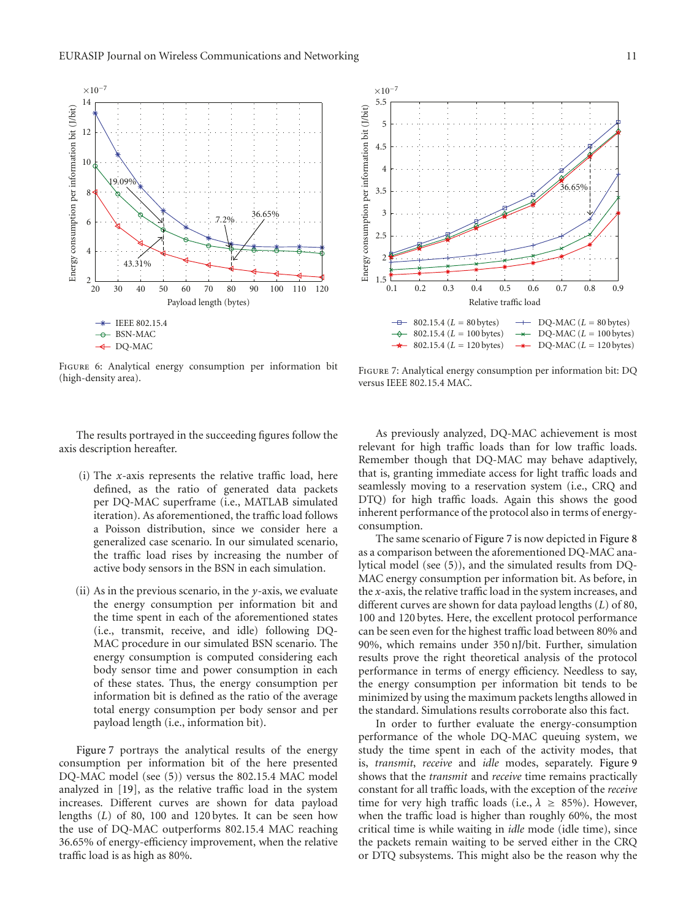Figure 6: Analytical energy consumption per information bit (high-density area).

Figure 7: Analytical energy consumption per information bit: DQ versus IEEE 802.15.4 MAC.

The results portrayed in the succeeding figures follow the axis description hereafter.

(i) The $x$-axis represents the relative traffic load, here defined, as the ratio of generated data packets per DQ-MAC superframe (i.e., MATLAB simulated iteration). As aforementioned, the traffic load follows a Poisson distribution, since we consider here a generalized case scenario. In our simulated scenario, the traffic load rises by increasing the number of active body sensors in the BSN in each simulation.

(ii) As in the previous scenario, in the $y$-axis, we evaluate the energy consumption per information bit and the time spent in each of the aforementioned states (i.e., transmit, receive, and idle) following DQ-MAC procedure in our simulated BSN scenario. The energy consumption is computed considering each body sensor time and power consumption in each of these states. Thus, the energy consumption per information bit is defined as the ratio of the average total energy consumption per body sensor and per payload length (i.e., information bit).

Figure 7 portrays the analytical results of the energy consumption per information bit of the here presented DQ-MAC model (see (5)) versus the 802.15.4 MAC model analyzed in [19], as the relative traffic load in the system increases. Different curves are shown for data payload lengths ($L$) of 80, 100 and 120 bytes. It can be seen how the use of DQ-MAC outperforms 802.15.4 MAC reaching 36.65% of energy-efficiency improvement, when the relative traffic load is as high as 80%.

As previously analyzed, DQ-MAC achievement is most relevant for high traffic loads than for low traffic loads. Remember though that DQ-MAC may behave adaptively, that is, granting immediate access for light traffic loads and seamlessly moving to a reservation system (i.e., CRQ and DTQ) for high traffic loads. Again this shows the good inherent performance of the protocol also in terms of energy-consumption.

The same scenario of Figure 7 is now depicted in Figure 8 as a comparison between the aforementioned DQ-MAC analytical model (see (5)), and the simulated results from DQ-MAC energy consumption per information bit. As before, in the $x$-axis, the relative traffic load in the system increases, and different curves are shown for data payload lengths ($L$) of 80, 100 and 120 bytes. Here, the excellent protocol performance can be seen even for the highest traffic load between 80% and 90%, which remains under 350 nJ/bit. Further, simulation results prove the right theoretical analysis of the protocol performance in terms of energy efficiency. Needless to say, the energy consumption per information bit tends to be minimized by using the maximum packets lengths allowed in the standard. Simulations results corroborate also this fact.

In order to further evaluate the energy-consumption performance of the whole DQ-MAC queuing system, we study the time spent in each of the activity modes, that is, *transmit*, *receive* and *idle* modes, separately. Figure 9 shows that the *transmit* and *receive* time remains practically constant for all traffic loads, with the exception of the *receive* time for very high traffic loads (i.e., $\lambda \geq 85\%$). However, when the traffic load is higher than roughly 60%, the most critical time is while waiting in *idle* mode (idle time), since the packets remain waiting to be served either in the CRQ or DTQ subsystems. This might also be the reason why the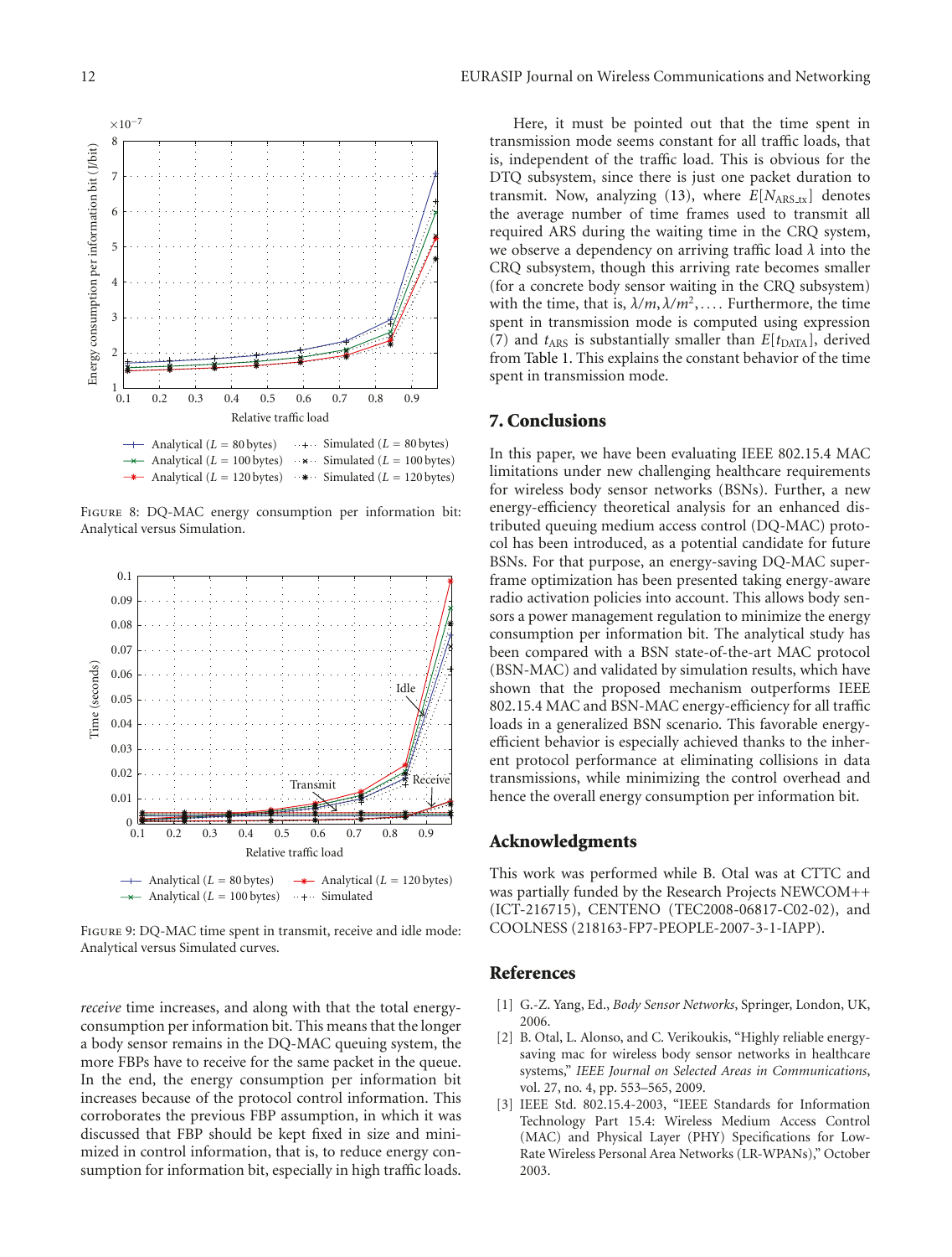FIGURE 8: DQ-MAC energy consumption per information bit: Analytical versus Simulation.

FIGURE 9: DQ-MAC time spent in transmit, receive and idle mode: Analytical versus Simulated curves.

*receive* time increases, and along with that the total energy-consumption per information bit. This means that the longer a body sensor remains in the DQ-MAC queuing system, the more FBPs have to receive for the same packet in the queue. In the end, the energy consumption per information bit increases because of the protocol control information. This corroborates the previous FBP assumption, in which it was discussed that FBP should be kept fixed in size and minimized in control information, that is, to reduce energy consumption for information bit, especially in high traffic loads.

Here, it must be pointed out that the time spent in transmission mode seems constant for all traffic loads, that is, independent of the traffic load. This is obvious for the DTQ subsystem, since there is just one packet duration to transmit. Now, analyzing (13), where $E[N_{\text{ARS\_tx}}]$ denotes the average number of time frames used to transmit all required ARS during the waiting time in the CRQ system, we observe a dependency on arriving traffic load $\lambda$ into the CRQ subsystem, though this arriving rate becomes smaller (for a concrete body sensor waiting in the CRQ subsystem) with the time, that is, $\lambda/m, \lambda/m^2, \ldots$. Furthermore, the time spent in transmission mode is computed using expression (7) and $t_{\text{ARS}}$ is substantially smaller than $E[t_{\text{DATA}}]$, derived from Table 1. This explains the constant behavior of the time spent in transmission mode.

## 7. Conclusions

In this paper, we have been evaluating IEEE 802.15.4 MAC limitations under new challenging healthcare requirements for wireless body sensor networks (BSNs). Further, a new energy-efficiency theoretical analysis for an enhanced distributed queuing medium access control (DQ-MAC) protocol has been introduced, as a potential candidate for future BSNs. For that purpose, an energy-saving DQ-MAC superframe optimization has been presented taking energy-aware radio activation policies into account. This allows body sensors a power management regulation to minimize the energy consumption per information bit. The analytical study has been compared with a BSN state-of-the-art MAC protocol (BSN-MAC) and validated by simulation results, which have shown that the proposed mechanism outperforms IEEE 802.15.4 MAC and BSN-MAC energy-efficiency for all traffic loads in a generalized BSN scenario. This favorable energy-efficient behavior is especially achieved thanks to the inherent protocol performance at eliminating collisions in data transmissions, while minimizing the control overhead and hence the overall energy consumption per information bit.

## Acknowledgments

This work was performed while B. Otal was at CTTC and was partially funded by the Research Projects NEWCOM++ (ICT-216715), CENTENO (TEC2008-06817-C02-02), and COOLNESS (218163-FP7-PEOPLE-2007-3-1-IAPP).

## References

[1] G.-Z. Yang, Ed., *Body Sensor Networks*, Springer, London, UK, 2006.

[2] B. Otal, L. Alonso, and C. Verikoukis, "Highly reliable energy-saving mac for wireless body sensor networks in healthcare systems," *IEEE Journal on Selected Areas in Communications*, vol. 27, no. 4, pp. 553–565, 2009.

[3] IEEE Std. 802.15.4-2003, "IEEE Standards for Information Technology Part 15.4: Wireless Medium Access Control (MAC) and Physical Layer (PHY) Specifications for Low-Rate Wireless Personal Area Networks (LR-WPANs)," October 2003.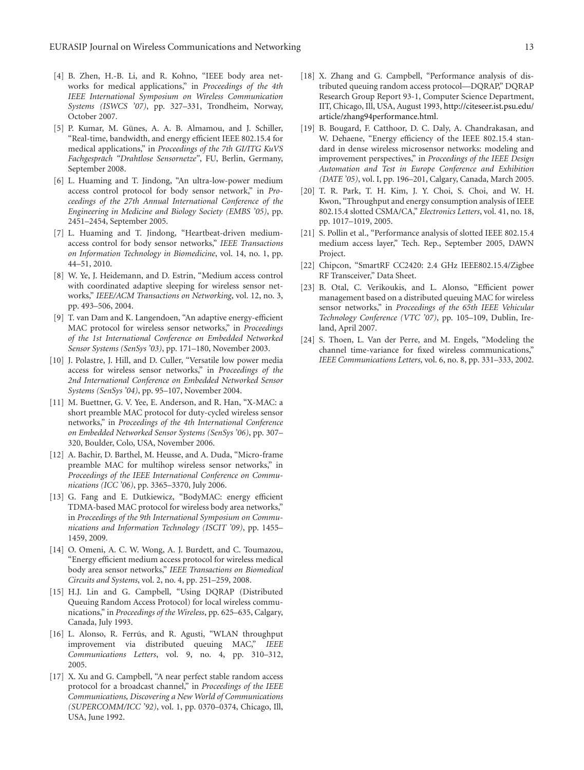[4] B. Zhen, H.-B. Li, and R. Kohno, "IEEE body area networks for medical applications," in *Proceedings of the 4th IEEE International Symposium on Wireless Communication Systems (ISWCS '07)*, pp. 327–331, Trondheim, Norway, October 2007.

[5] P. Kumar, M. Günes, A. A. B. Almamou, and J. Schiller, "Real-time, bandwidth, and energy efficient IEEE 802.15.4 for medical applications," in *Proceedings of the 7th GI/ITG KuVS Fachgespräch "Drahtlose Sensornetze"*, FU, Berlin, Germany, September 2008.

[6] L. Huaming and T. Jindong, "An ultra-low-power medium access control protocol for body sensor network," in *Proceedings of the 27th Annual International Conference of the Engineering in Medicine and Biology Society (EMBS '05)*, pp. 2451–2454, September 2005.

[7] L. Huaming and T. Jindong, "Heartbeat-driven medium-access control for body sensor networks," *IEEE Transactions on Information Technology in Biomedicine*, vol. 14, no. 1, pp. 44–51, 2010.

[8] W. Ye, J. Heidemann, and D. Estrin, "Medium access control with coordinated adaptive sleeping for wireless sensor networks," *IEEE/ACM Transactions on Networking*, vol. 12, no. 3, pp. 493–506, 2004.

[9] T. van Dam and K. Langendoen, "An adaptive energy-efficient MAC protocol for wireless sensor networks," in *Proceedings of the 1st International Conference on Embedded Networked Sensor Systems (SenSys '03)*, pp. 171–180, November 2003.

[10] J. Polastre, J. Hill, and D. Culler, "Versatile low power media access for wireless sensor networks," in *Proceedings of the 2nd International Conference on Embedded Networked Sensor Systems (SenSys '04)*, pp. 95–107, November 2004.

[11] M. Buettner, G. V. Yee, E. Anderson, and R. Han, "X-MAC: a short preamble MAC protocol for duty-cycled wireless sensor networks," in *Proceedings of the 4th International Conference on Embedded Networked Sensor Systems (SenSys '06)*, pp. 307–320, Boulder, Colo, USA, November 2006.

[12] A. Bachir, D. Barthel, M. Heusse, and A. Duda, "Micro-frame preamble MAC for multihop wireless sensor networks," in *Proceedings of the IEEE International Conference on Communications (ICC '06)*, pp. 3365–3370, July 2006.

[13] G. Fang and E. Dutkiewicz, "BodyMAC: energy efficient TDMA-based MAC protocol for wireless body area networks," in *Proceedings of the 9th International Symposium on Communications and Information Technology (ISCIT '09)*, pp. 1455–1459, 2009.

[14] O. Omeni, A. C. W. Wong, A. J. Burdett, and C. Toumazou, "Energy efficient medium access protocol for wireless medical body area sensor networks," *IEEE Transactions on Biomedical Circuits and Systems*, vol. 2, no. 4, pp. 251–259, 2008.

[15] H.J. Lin and G. Campbell, "Using DQRAP (Distributed Queuing Random Access Protocol) for local wireless communications," in *Proceedings of the Wireless*, pp. 625–635, Calgary, Canada, July 1993.

[16] L. Alonso, R. Ferrús, and R. Agusti, "WLAN throughput improvement via distributed queuing MAC," *IEEE Communications Letters*, vol. 9, no. 4, pp. 310–312, 2005.

[17] X. Xu and G. Campbell, "A near perfect stable random access protocol for a broadcast channel," in *Proceedings of the IEEE Communications, Discovering a New World of Communications (SUPERCOMM/ICC '92)*, vol. 1, pp. 0370–0374, Chicago, Ill, USA, June 1992.

[18] X. Zhang and G. Campbell, "Performance analysis of distributed queuing random access protocol—DQRAP," DQRAP Research Group Report 93-1, Computer Science Department, IIT, Chicago, Ill, USA, August 1993, http://citeseer.ist.psu.edu/article/zhang94performance.html.

[19] B. Bougard, F. Catthoor, D. C. Daly, A. Chandrakasan, and W. Dehaene, "Energy efficiency of the IEEE 802.15.4 standard in dense wireless microsensor networks: modeling and improvement perspectives," in *Proceedings of the IEEE Design Automation and Test in Europe Conference and Exhibition (DATE '05)*, vol. I, pp. 196–201, Calgary, Canada, March 2005.

[20] T. R. Park, T. H. Kim, J. Y. Choi, S. Choi, and W. H. Kwon, "Throughput and energy consumption analysis of IEEE 802.15.4 slotted CSMA/CA," *Electronics Letters*, vol. 41, no. 18, pp. 1017–1019, 2005.

[21] S. Pollin et al., "Performance analysis of slotted IEEE 802.15.4 medium access layer," Tech. Rep., September 2005, DAWN Project.

[22] Chipcon, "SmartRF CC2420: 2.4 GHz IEEE802.15.4/Zigbee RF Transceiver," Data Sheet.

[23] B. Otal, C. Verikoukis, and L. Alonso, "Efficient power management based on a distributed queuing MAC for wireless sensor networks," in *Proceedings of the 65th IEEE Vehicular Technology Conference (VTC '07)*, pp. 105–109, Dublin, Ireland, April 2007.

[24] S. Thoen, L. Van der Perre, and M. Engels, "Modeling the channel time-variance for fixed wireless communications," *IEEE Communications Letters*, vol. 6, no. 8, pp. 331–333, 2002.